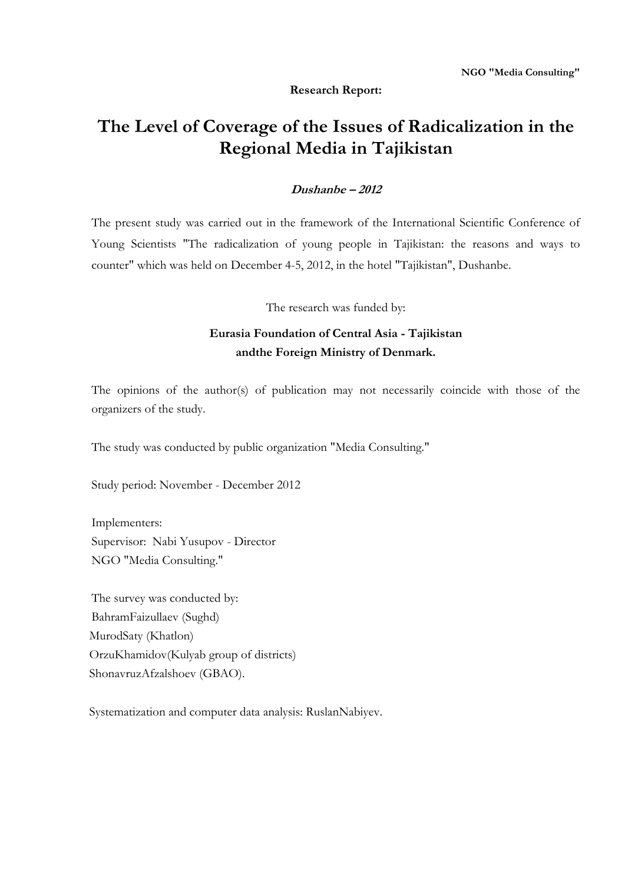**NGO "Media Consulting"**

**Research Report:**

# The Level of Coverage of the Issues of Radicalization in the Regional Media in Tajikistan

***Dushanbe – 2012***

The present study was carried out in the framework of the International Scientific Conference of Young Scientists "The radicalization of young people in Tajikistan: the reasons and ways to counter" which was held on December 4-5, 2012, in the hotel "Tajikistan", Dushanbe.

The research was funded by:

**Eurasia Foundation of Central Asia - Tajikistan andthe Foreign Ministry of Denmark.**

The opinions of the author(s) of publication may not necessarily coincide with those of the organizers of the study.

The study was conducted by public organization "Media Consulting."

Study period: November - December 2012

Implementers:
Supervisor: Nabi Yusupov - Director
NGO "Media Consulting."

The survey was conducted by:
BahramFaizullaev (Sughd)
MurodSaty (Khatlon)
OrzuKhamidov(Kulyab group of districts)
ShonavruzAfzalshoev (GBAO).

Systematization and computer data analysis: RuslanNabiyev.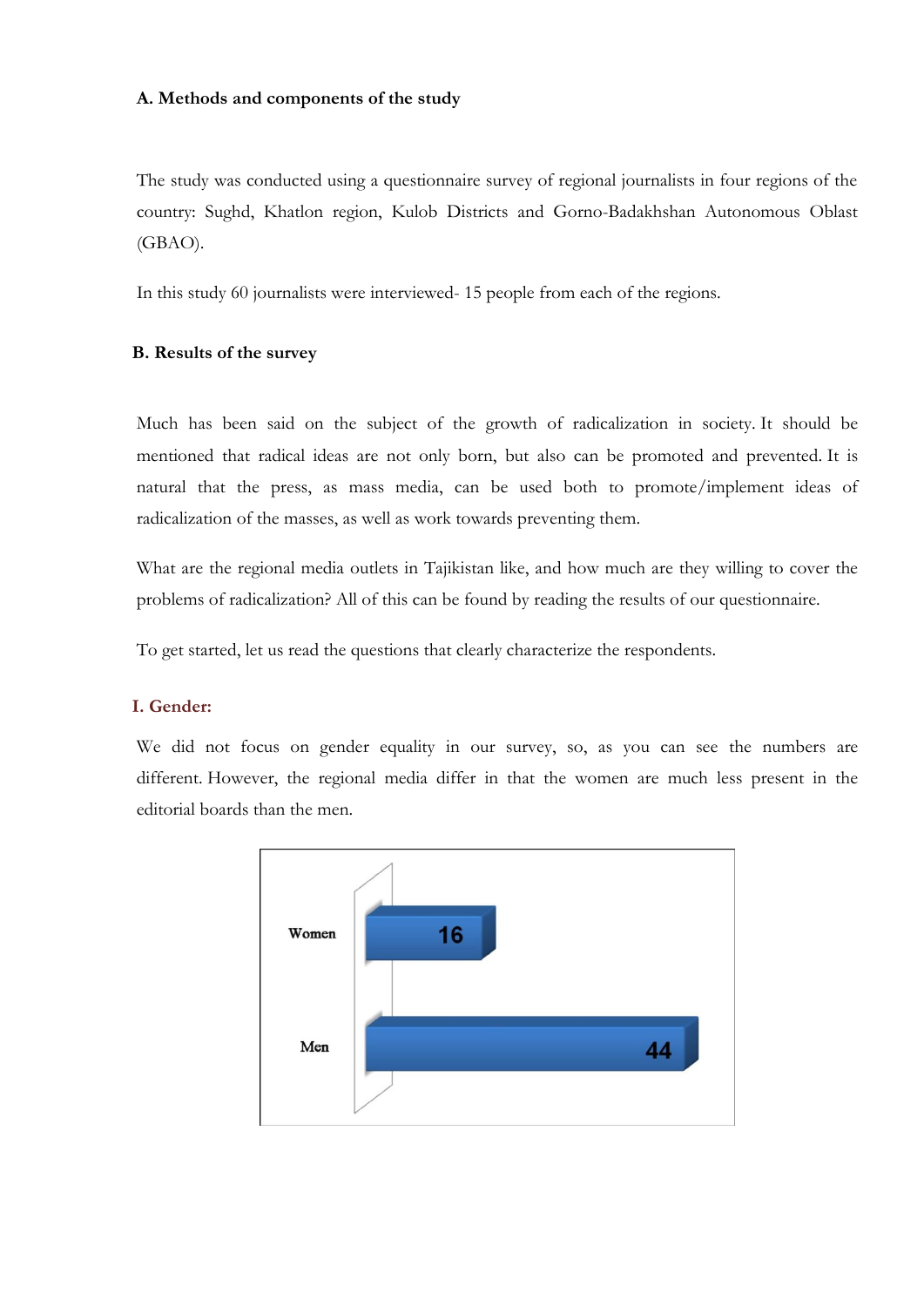### A. Methods and components of the study

The study was conducted using a questionnaire survey of regional journalists in four regions of the country: Sughd, Khatlon region, Kulob Districts and Gorno-Badakhshan Autonomous Oblast (GBAO).

In this study 60 journalists were interviewed- 15 people from each of the regions.

### B. Results of the survey

Much has been said on the subject of the growth of radicalization in society. It should be mentioned that radical ideas are not only born, but also can be promoted and prevented. It is natural that the press, as mass media, can be used both to promote/implement ideas of radicalization of the masses, as well as work towards preventing them.

What are the regional media outlets in Tajikistan like, and how much are they willing to cover the problems of radicalization? All of this can be found by reading the results of our questionnaire.

To get started, let us read the questions that clearly characterize the respondents.

#### I. Gender:

We did not focus on gender equality in our survey, so, as you can see the numbers are different. However, the regional media differ in that the women are much less present in the editorial boards than the men.

| Gender | Number |
| --- | --- |
| Women | 16 |
| Men | 44 |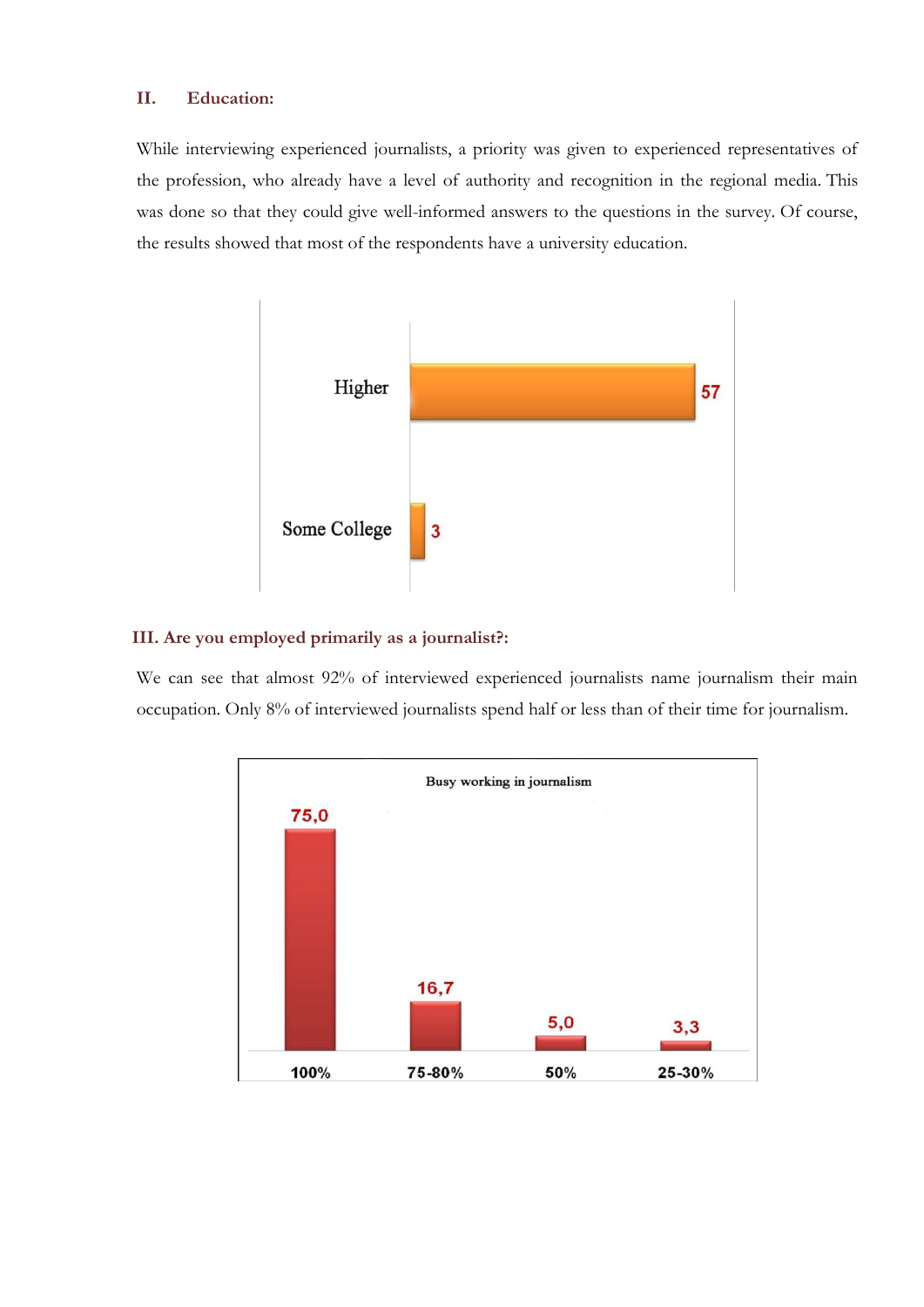## II. Education:

While interviewing experienced journalists, a priority was given to experienced representatives of the profession, who already have a level of authority and recognition in the regional media. This was done so that they could give well-informed answers to the questions in the survey. Of course, the results showed that most of the respondents have a university education.

| Education | Count |
|---|---|
| Higher | 57 |
| Some College | 3 |

## III. Are you employed primarily as a journalist?:

We can see that almost 92% of interviewed experienced journalists name journalism their main occupation. Only 8% of interviewed journalists spend half or less than of their time for journalism.

Busy working in journalism

| 100% | 75-80% | 50% | 25-30% |
|---|---|---|---|
| 75,0 | 16,7 | 5,0 | 3,3 |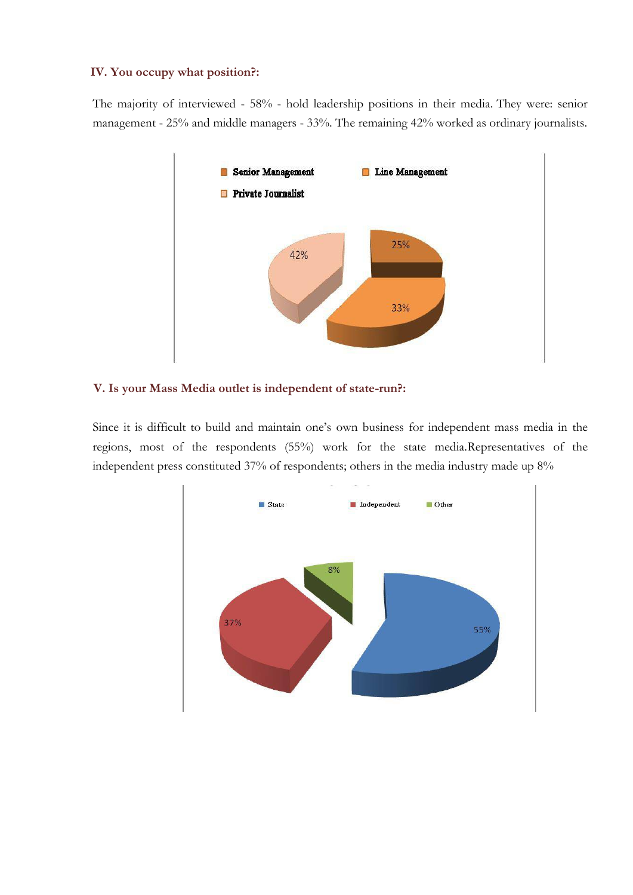**IV. You occupy what position?:**

The majority of interviewed - 58% - hold leadership positions in their media. They were: senior management - 25% and middle managers - 33%. The remaining 42% worked as ordinary journalists.

Senior Management  Line Management  Private Journalist

25%  33%  42%

**V. Is your Mass Media outlet is independent of state-run?:**

Since it is difficult to build and maintain one's own business for independent mass media in the regions, most of the respondents (55%) work for the state media.Representatives of the independent press constituted 37% of respondents; others in the media industry made up 8%

State  Independent  Other

8%  37%  55%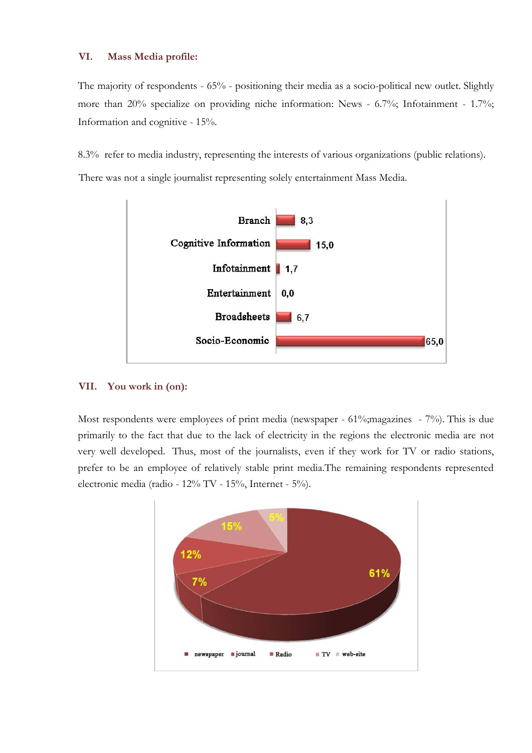## VI. Mass Media profile:

The majority of respondents - 65% - positioning their media as a socio-political new outlet. Slightly more than 20% specialize on providing niche information: News - 6.7%; Infotainment - 1.7%; Information and cognitive - 15%.

8.3% refer to media industry, representing the interests of various organizations (public relations).

There was not a single journalist representing solely entertainment Mass Media.

| Category | Value |
|---|---|
| Branch | 8,3 |
| Cognitive Information | 15,0 |
| Infotainment | 1,7 |
| Entertainment | 0,0 |
| Broadsheets | 6,7 |
| Socio-Economic | 65,0 |

## VII. You work in (on):

Most respondents were employees of print media (newspaper - 61%;magazines - 7%). This is due primarily to the fact that due to the lack of electricity in the regions the electronic media are not very well developed. Thus, most of the journalists, even if they work for TV or radio stations, prefer to be an employee of relatively stable print media.The remaining respondents represented electronic media (radio - 12% TV - 15%, Internet - 5%).

| Medium | Share |
|---|---|
| newspaper | 61% |
| journal | 7% |
| Radio | 12% |
| TV | 15% |
| web-site | 5% |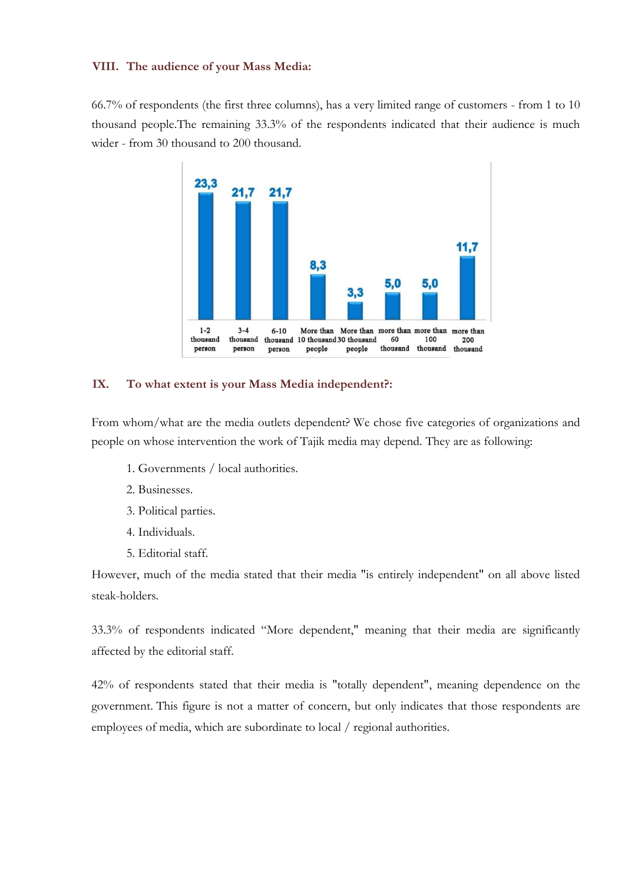## VIII. The audience of your Mass Media:

66.7% of respondents (the first three columns), has a very limited range of customers - from 1 to 10 thousand people.The remaining 33.3% of the respondents indicated that their audience is much wider - from 30 thousand to 200 thousand.

| 1-2 thousand person | 3-4 thousand person | 6-10 thousand person | More than 10 thousand people | More than 30 thousand people | more than 60 thousand | more than 100 thousand | more than 200 thousand |
|---|---|---|---|---|---|---|---|
| 23,3 | 21,7 | 21,7 | 8,3 | 3,3 | 5,0 | 5,0 | 11,7 |

## IX. To what extent is your Mass Media independent?:

From whom/what are the media outlets dependent? We chose five categories of organizations and people on whose intervention the work of Tajik media may depend. They are as following:

1. Governments / local authorities.
2. Businesses.
3. Political parties.
4. Individuals.
5. Editorial staff.

However, much of the media stated that their media "is entirely independent" on all above listed steak-holders.

33.3% of respondents indicated "More dependent," meaning that their media are significantly affected by the editorial staff.

42% of respondents stated that their media is "totally dependent", meaning dependence on the government. This figure is not a matter of concern, but only indicates that those respondents are employees of media, which are subordinate to local / regional authorities.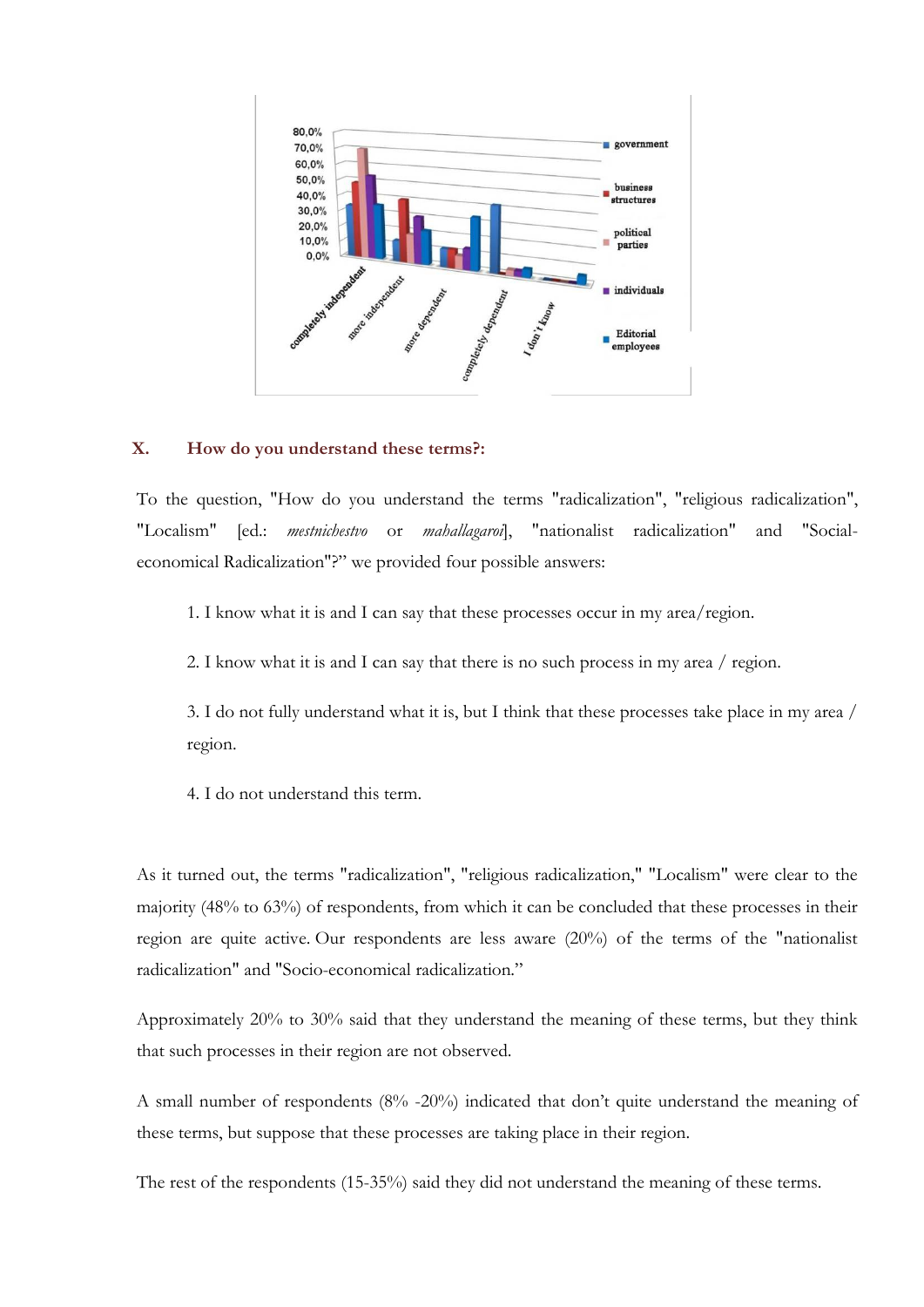## X. How do you understand these terms?:

To the question, "How do you understand the terms "radicalization", "religious radicalization", "Localism" [ed.: *mestnichestvo* or *mahallagaroi*], "nationalist radicalization" and "Social-economical Radicalization"?" we provided four possible answers:

1. I know what it is and I can say that these processes occur in my area/region.

2. I know what it is and I can say that there is no such process in my area / region.

3. I do not fully understand what it is, but I think that these processes take place in my area / region.

4. I do not understand this term.

As it turned out, the terms "radicalization", "religious radicalization," "Localism" were clear to the majority (48% to 63%) of respondents, from which it can be concluded that these processes in their region are quite active. Our respondents are less aware (20%) of the terms of the "nationalist radicalization" and "Socio-economical radicalization."

Approximately 20% to 30% said that they understand the meaning of these terms, but they think that such processes in their region are not observed.

A small number of respondents (8% -20%) indicated that don't quite understand the meaning of these terms, but suppose that these processes are taking place in their region.

The rest of the respondents (15-35%) said they did not understand the meaning of these terms.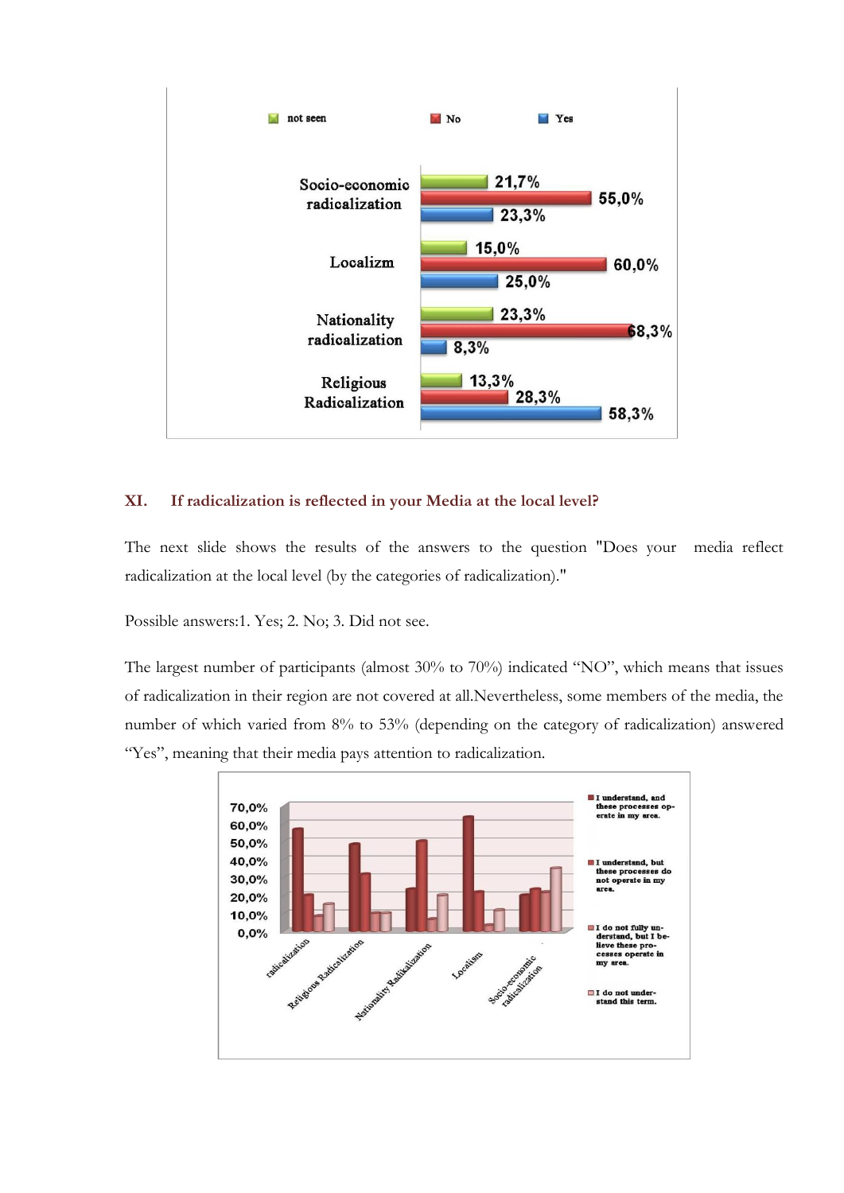| | not seen | No | Yes |
|---|---|---|---|
| Socio-economic radicalization | 21,7% | 55,0% | 23,3% |
| Localizm | 15,0% | 60,0% | 25,0% |
| Nationality radicalization | 23,3% | 68,3% | 8,3% |
| Religious Radicalization | 13,3% | 28,3% | 58,3% |

## XI. If radicalization is reflected in your Media at the local level?

The next slide shows the results of the answers to the question "Does your media reflect radicalization at the local level (by the categories of radicalization)."

Possible answers:1. Yes; 2. No; 3. Did not see.

The largest number of participants (almost 30% to 70%) indicated "NO", which means that issues of radicalization in their region are not covered at all.Nevertheless, some members of the media, the number of which varied from 8% to 53% (depending on the category of radicalization) answered "Yes", meaning that their media pays attention to radicalization.

Legend: I understand, and these processes operate in my area. / I understand, but these processes do not operate in my area. / I do not fully understand, but I believe these processes operate in my area. / I do not understand this term.

Categories: radicalization; Religious Radicalization; Nationality Radikalization; Localism; Socio-economic radicalization

Axis: 0,0%; 10,0%; 20,0%; 30,0%; 40,0%; 50,0%; 60,0%; 70,0%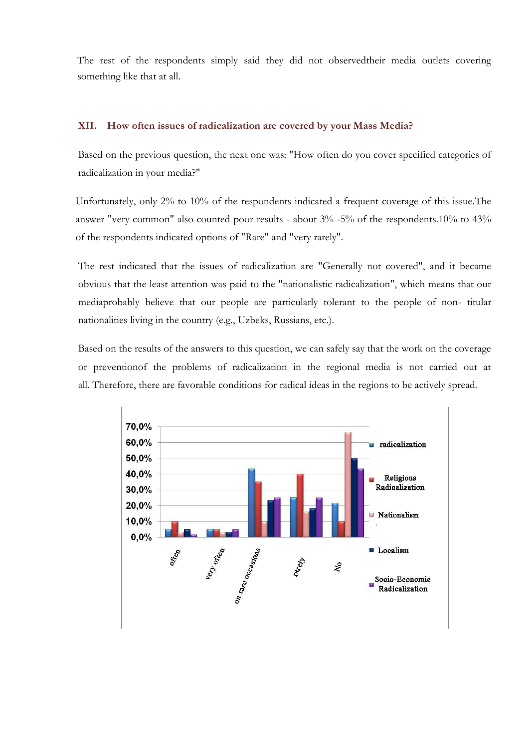The rest of the respondents simply said they did not observedtheir media outlets covering something like that at all.

## XII. How often issues of radicalization are covered by your Mass Media?

Based on the previous question, the next one was: "How often do you cover specified categories of radicalization in your media?"

Unfortunately, only 2% to 10% of the respondents indicated a frequent coverage of this issue.The answer "very common" also counted poor results - about 3% -5% of the respondents.10% to 43% of the respondents indicated options of "Rare" and "very rarely".

The rest indicated that the issues of radicalization are "Generally not covered", and it became obvious that the least attention was paid to the "nationalistic radicalization", which means that our mediaprobably believe that our people are particularly tolerant to the people of non- titular nationalities living in the country (e.g., Uzbeks, Russians, etc.).

Based on the results of the answers to this question, we can safely say that the work on the coverage or preventionof the problems of radicalization in the regional media is not carried out at all. Therefore, there are favorable conditions for radical ideas in the regions to be actively spread.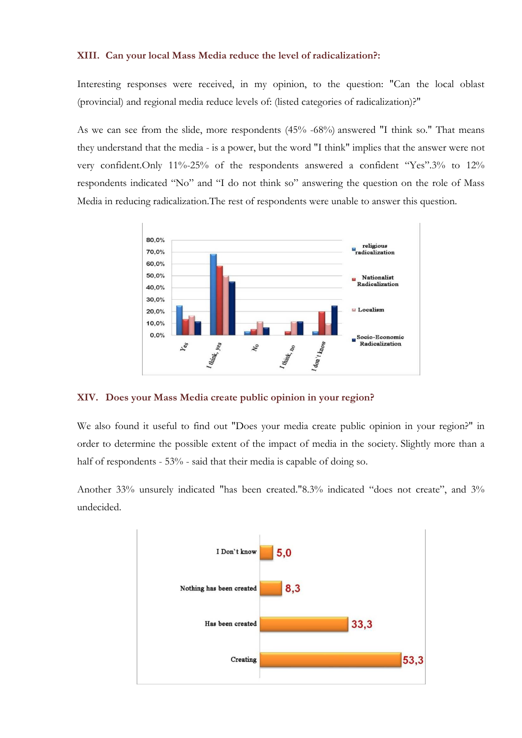### XIII. Can your local Mass Media reduce the level of radicalization?:

Interesting responses were received, in my opinion, to the question: "Can the local oblast (provincial) and regional media reduce levels of: (listed categories of radicalization)?"

As we can see from the slide, more respondents (45% -68%) answered "I think so." That means they understand that the media - is a power, but the word "I think" implies that the answer were not very confident.Only 11%-25% of the respondents answered a confident "Yes".3% to 12% respondents indicated "No" and "I do not think so" answering the question on the role of Mass Media in reducing radicalization.The rest of respondents were unable to answer this question.

### XIV. Does your Mass Media create public opinion in your region?

We also found it useful to find out "Does your media create public opinion in your region?" in order to determine the possible extent of the impact of media in the society. Slightly more than a half of respondents - 53% - said that their media is capable of doing so.

Another 33% unsurely indicated "has been created."8.3% indicated "does not create", and 3% undecided.

| | |
|---|---|
| I Don`t know | 5,0 |
| Nothing has been created | 8,3 |
| Has been created | 33,3 |
| Creating | 53,3 |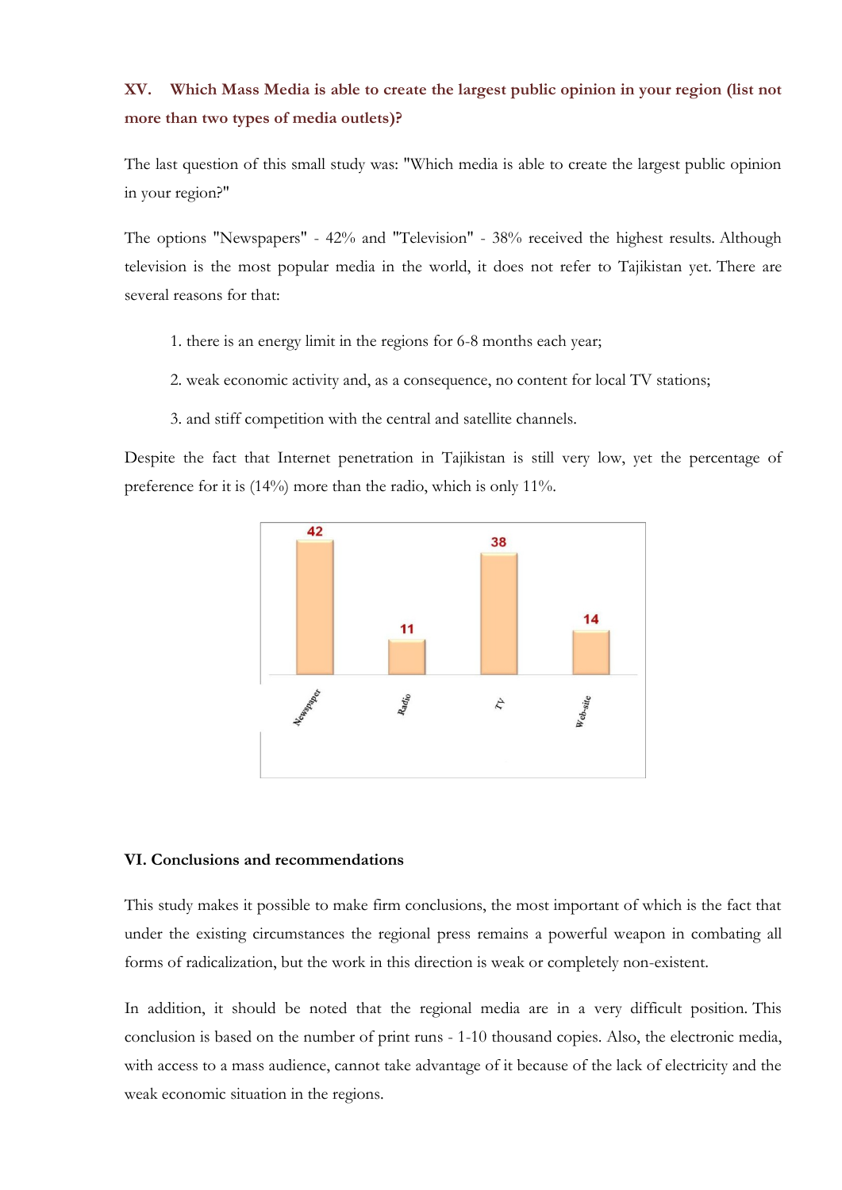## XV. Which Mass Media is able to create the largest public opinion in your region (list not more than two types of media outlets)?

The last question of this small study was: "Which media is able to create the largest public opinion in your region?"

The options "Newspapers" - 42% and "Television" - 38% received the highest results. Although television is the most popular media in the world, it does not refer to Tajikistan yet. There are several reasons for that:

1. there is an energy limit in the regions for 6-8 months each year;
2. weak economic activity and, as a consequence, no content for local TV stations;
3. and stiff competition with the central and satellite channels.

Despite the fact that Internet penetration in Tajikistan is still very low, yet the percentage of preference for it is (14%) more than the radio, which is only 11%.

| Newspaper | Radio | TV | Web-site |
|---|---|---|---|
| 42 | 11 | 38 | 14 |

### VI. Conclusions and recommendations

This study makes it possible to make firm conclusions, the most important of which is the fact that under the existing circumstances the regional press remains a powerful weapon in combating all forms of radicalization, but the work in this direction is weak or completely non-existent.

In addition, it should be noted that the regional media are in a very difficult position. This conclusion is based on the number of print runs - 1-10 thousand copies. Also, the electronic media, with access to a mass audience, cannot take advantage of it because of the lack of electricity and the weak economic situation in the regions.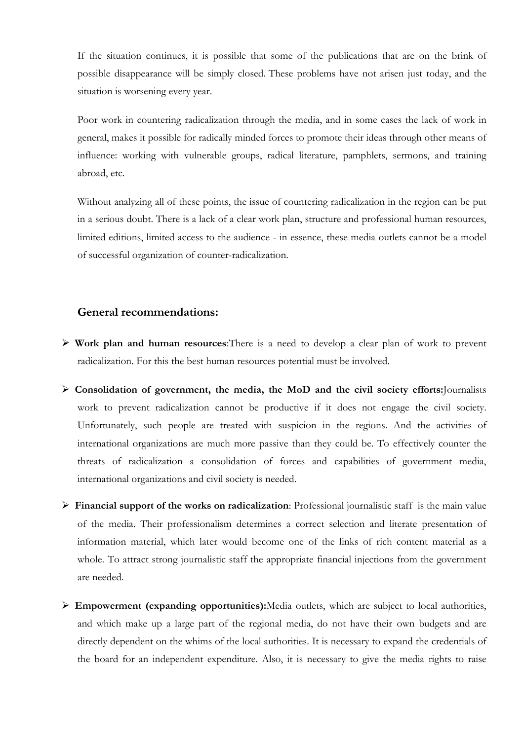If the situation continues, it is possible that some of the publications that are on the brink of possible disappearance will be simply closed. These problems have not arisen just today, and the situation is worsening every year.

Poor work in countering radicalization through the media, and in some cases the lack of work in general, makes it possible for radically minded forces to promote their ideas through other means of influence: working with vulnerable groups, radical literature, pamphlets, sermons, and training abroad, etc.

Without analyzing all of these points, the issue of countering radicalization in the region can be put in a serious doubt. There is a lack of a clear work plan, structure and professional human resources, limited editions, limited access to the audience - in essence, these media outlets cannot be a model of successful organization of counter-radicalization.

### General recommendations:

- **Work plan and human resources**:There is a need to develop a clear plan of work to prevent radicalization. For this the best human resources potential must be involved.
- **Consolidation of government, the media, the MoD and the civil society efforts:**Journalists work to prevent radicalization cannot be productive if it does not engage the civil society. Unfortunately, such people are treated with suspicion in the regions. And the activities of international organizations are much more passive than they could be. To effectively counter the threats of radicalization a consolidation of forces and capabilities of government media, international organizations and civil society is needed.
- **Financial support of the works on radicalization**: Professional journalistic staff is the main value of the media. Their professionalism determines a correct selection and literate presentation of information material, which later would become one of the links of rich content material as a whole. To attract strong journalistic staff the appropriate financial injections from the government are needed.
- **Empowerment (expanding opportunities):**Media outlets, which are subject to local authorities, and which make up a large part of the regional media, do not have their own budgets and are directly dependent on the whims of the local authorities. It is necessary to expand the credentials of the board for an independent expenditure. Also, it is necessary to give the media rights to raise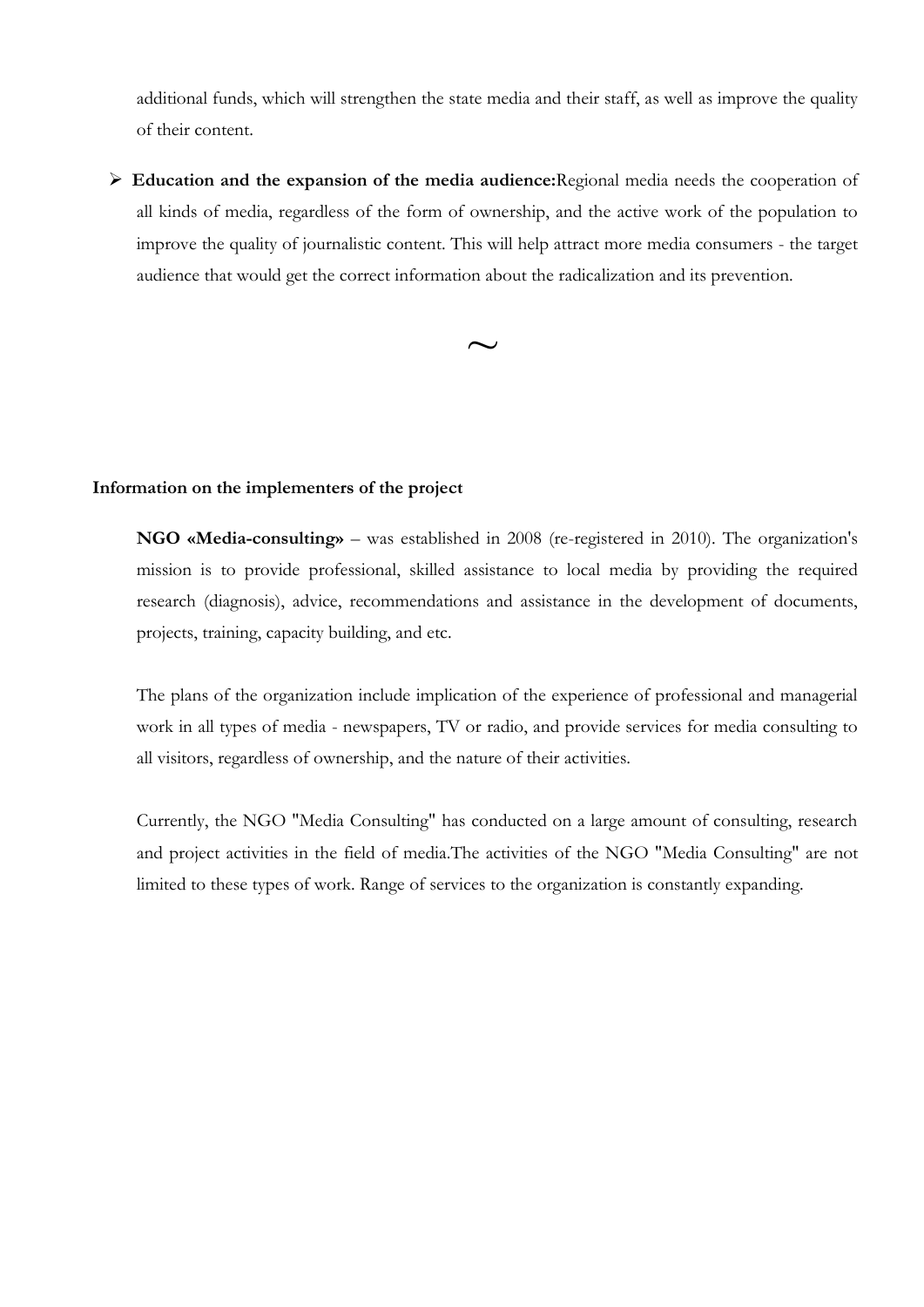additional funds, which will strengthen the state media and their staff, as well as improve the quality of their content.

- **Education and the expansion of the media audience:**Regional media needs the cooperation of all kinds of media, regardless of the form of ownership, and the active work of the population to improve the quality of journalistic content. This will help attract more media consumers - the target audience that would get the correct information about the radicalization and its prevention.

~

**Information on the implementers of the project**

**NGO «Media-consulting»** – was established in 2008 (re-registered in 2010). The organization's mission is to provide professional, skilled assistance to local media by providing the required research (diagnosis), advice, recommendations and assistance in the development of documents, projects, training, capacity building, and etc.

The plans of the organization include implication of the experience of professional and managerial work in all types of media - newspapers, TV or radio, and provide services for media consulting to all visitors, regardless of ownership, and the nature of their activities.

Currently, the NGO "Media Consulting" has conducted on a large amount of consulting, research and project activities in the field of media.The activities of the NGO "Media Consulting" are not limited to these types of work. Range of services to the organization is constantly expanding.